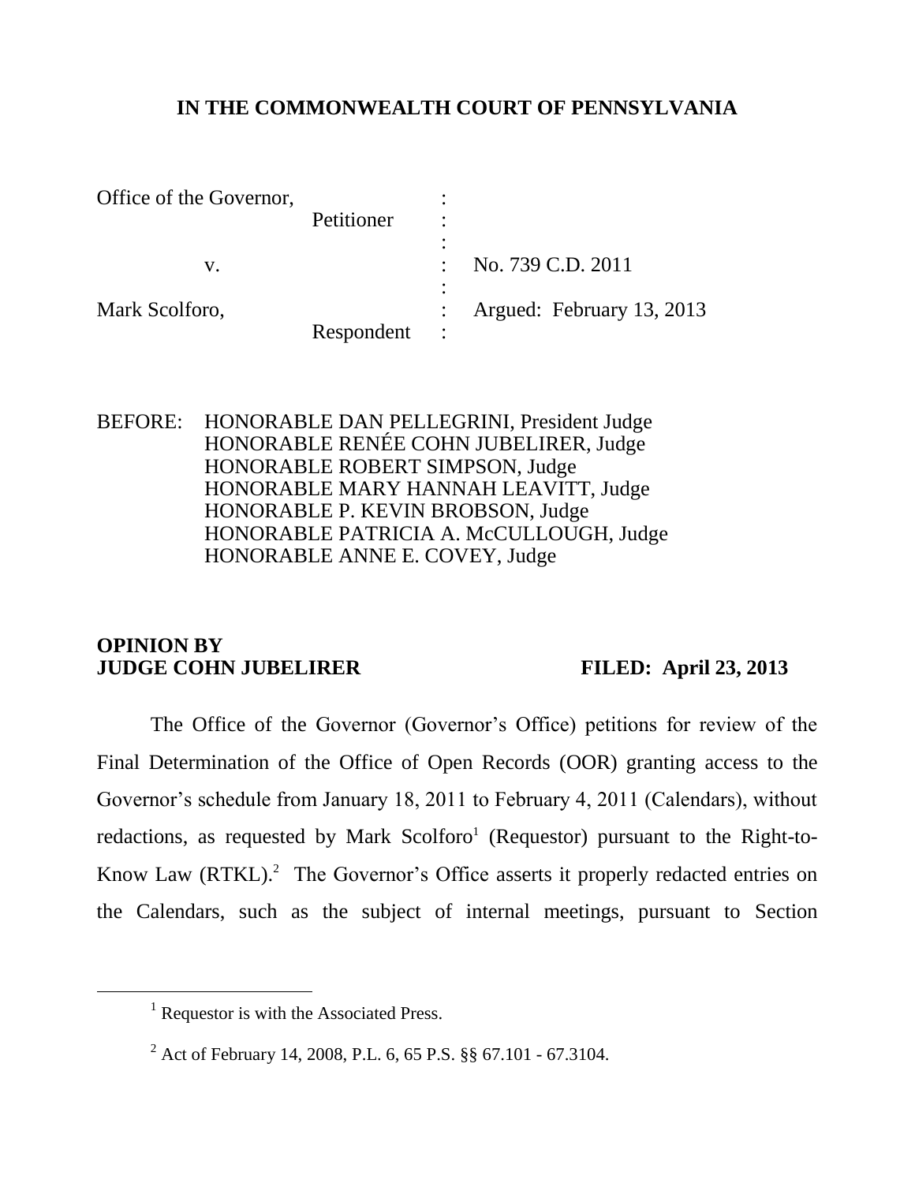# IN THE COMMONWEALTH COURT OF PENNSYLVANIA

| | | |
|---|---|---|
| Office of the Governor, Petitioner | : | |
| v. | : | No. 739 C.D. 2011 |
| Mark Scolforo, Respondent | : | Argued: February 13, 2013 |

BEFORE: HONORABLE DAN PELLEGRINI, President Judge
HONORABLE RENÉE COHN JUBELIRER, Judge
HONORABLE ROBERT SIMPSON, Judge
HONORABLE MARY HANNAH LEAVITT, Judge
HONORABLE P. KEVIN BROBSON, Judge
HONORABLE PATRICIA A. McCULLOUGH, Judge
HONORABLE ANNE E. COVEY, Judge

**OPINION BY**
**JUDGE COHN JUBELIRER** **FILED: April 23, 2013**

The Office of the Governor (Governor's Office) petitions for review of the Final Determination of the Office of Open Records (OOR) granting access to the Governor's schedule from January 18, 2011 to February 4, 2011 (Calendars), without redactions, as requested by Mark Scolforo[1] (Requestor) pursuant to the Right-to-Know Law (RTKL).[2] The Governor's Office asserts it properly redacted entries on the Calendars, such as the subject of internal meetings, pursuant to Section

---

[1] Requestor is with the Associated Press.

[2] Act of February 14, 2008, P.L. 6, 65 P.S. §§ 67.101 - 67.3104.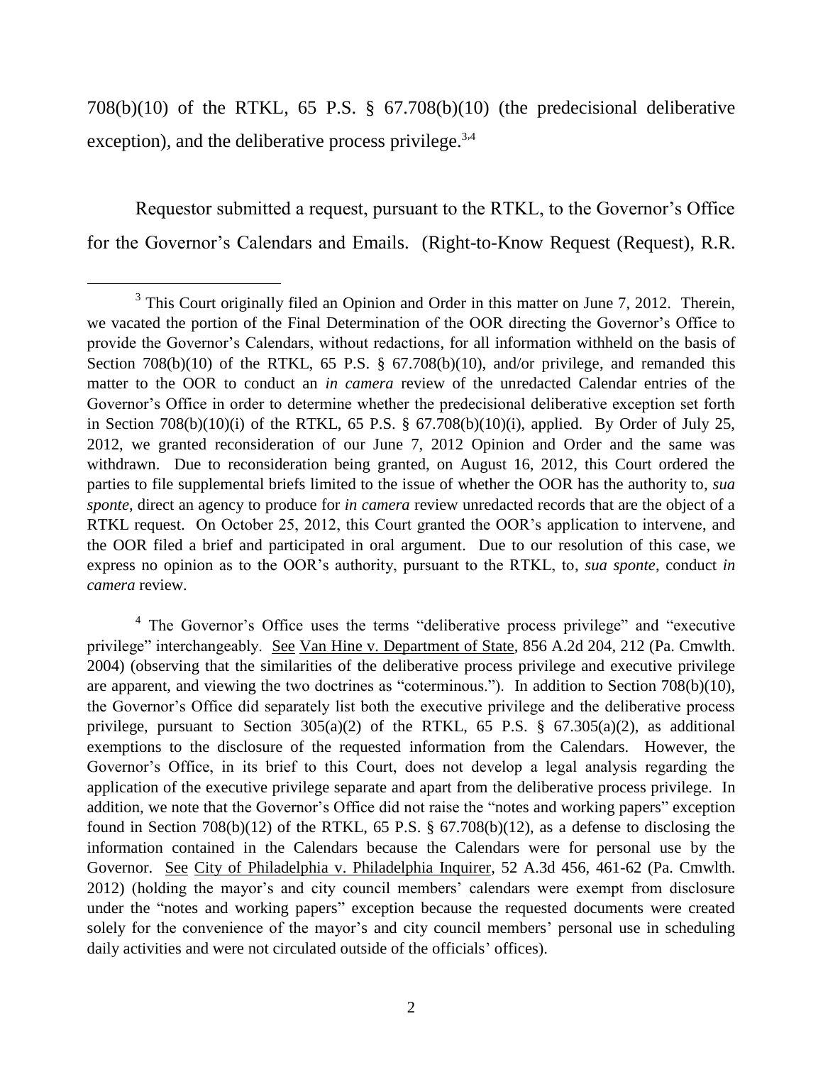708(b)(10) of the RTKL, 65 P.S. § 67.708(b)(10) (the predecisional deliberative exception), and the deliberative process privilege.[3,4]

Requestor submitted a request, pursuant to the RTKL, to the Governor's Office for the Governor's Calendars and Emails. (Right-to-Know Request (Request), R.R.

---

[3] This Court originally filed an Opinion and Order in this matter on June 7, 2012. Therein, we vacated the portion of the Final Determination of the OOR directing the Governor's Office to provide the Governor's Calendars, without redactions, for all information withheld on the basis of Section 708(b)(10) of the RTKL, 65 P.S. § 67.708(b)(10), and/or privilege, and remanded this matter to the OOR to conduct an *in camera* review of the unredacted Calendar entries of the Governor's Office in order to determine whether the predecisional deliberative exception set forth in Section 708(b)(10)(i) of the RTKL, 65 P.S. § 67.708(b)(10)(i), applied. By Order of July 25, 2012, we granted reconsideration of our June 7, 2012 Opinion and Order and the same was withdrawn. Due to reconsideration being granted, on August 16, 2012, this Court ordered the parties to file supplemental briefs limited to the issue of whether the OOR has the authority to, *sua sponte*, direct an agency to produce for *in camera* review unredacted records that are the object of a RTKL request. On October 25, 2012, this Court granted the OOR's application to intervene, and the OOR filed a brief and participated in oral argument. Due to our resolution of this case, we express no opinion as to the OOR's authority, pursuant to the RTKL, to, *sua sponte*, conduct *in camera* review.

[4] The Governor's Office uses the terms "deliberative process privilege" and "executive privilege" interchangeably. See Van Hine v. Department of State, 856 A.2d 204, 212 (Pa. Cmwlth. 2004) (observing that the similarities of the deliberative process privilege and executive privilege are apparent, and viewing the two doctrines as "coterminous."). In addition to Section 708(b)(10), the Governor's Office did separately list both the executive privilege and the deliberative process privilege, pursuant to Section 305(a)(2) of the RTKL, 65 P.S. § 67.305(a)(2), as additional exemptions to the disclosure of the requested information from the Calendars. However, the Governor's Office, in its brief to this Court, does not develop a legal analysis regarding the application of the executive privilege separate and apart from the deliberative process privilege. In addition, we note that the Governor's Office did not raise the "notes and working papers" exception found in Section 708(b)(12) of the RTKL, 65 P.S. § 67.708(b)(12), as a defense to disclosing the information contained in the Calendars because the Calendars were for personal use by the Governor. See City of Philadelphia v. Philadelphia Inquirer, 52 A.3d 456, 461-62 (Pa. Cmwlth. 2012) (holding the mayor's and city council members' calendars were exempt from disclosure under the "notes and working papers" exception because the requested documents were created solely for the convenience of the mayor's and city council members' personal use in scheduling daily activities and were not circulated outside of the officials' offices).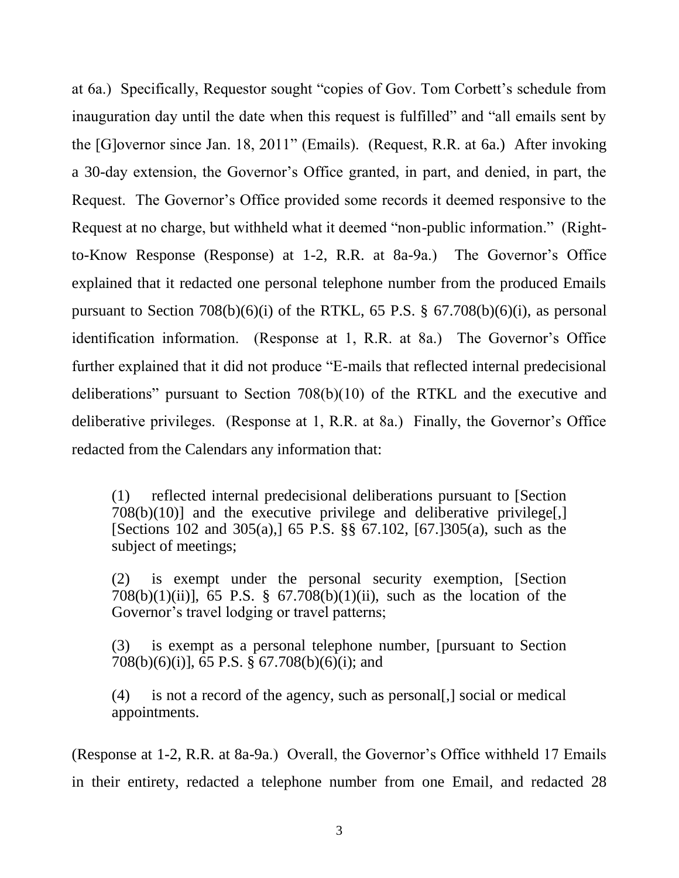at 6a.) Specifically, Requestor sought "copies of Gov. Tom Corbett's schedule from inauguration day until the date when this request is fulfilled" and "all emails sent by the [G]overnor since Jan. 18, 2011" (Emails). (Request, R.R. at 6a.) After invoking a 30-day extension, the Governor's Office granted, in part, and denied, in part, the Request. The Governor's Office provided some records it deemed responsive to the Request at no charge, but withheld what it deemed "non-public information." (Right-to-Know Response (Response) at 1-2, R.R. at 8a-9a.) The Governor's Office explained that it redacted one personal telephone number from the produced Emails pursuant to Section 708(b)(6)(i) of the RTKL, 65 P.S. § 67.708(b)(6)(i), as personal identification information. (Response at 1, R.R. at 8a.) The Governor's Office further explained that it did not produce "E-mails that reflected internal predecisional deliberations" pursuant to Section 708(b)(10) of the RTKL and the executive and deliberative privileges. (Response at 1, R.R. at 8a.) Finally, the Governor's Office redacted from the Calendars any information that:

> (1) reflected internal predecisional deliberations pursuant to [Section 708(b)(10)] and the executive privilege and deliberative privilege[,] [Sections 102 and 305(a),] 65 P.S. §§ 67.102, [67.]305(a), such as the subject of meetings;
>
> (2) is exempt under the personal security exemption, [Section 708(b)(1)(ii)], 65 P.S. § 67.708(b)(1)(ii), such as the location of the Governor's travel lodging or travel patterns;
>
> (3) is exempt as a personal telephone number, [pursuant to Section 708(b)(6)(i)], 65 P.S. § 67.708(b)(6)(i); and
>
> (4) is not a record of the agency, such as personal[,] social or medical appointments.

(Response at 1-2, R.R. at 8a-9a.) Overall, the Governor's Office withheld 17 Emails in their entirety, redacted a telephone number from one Email, and redacted 28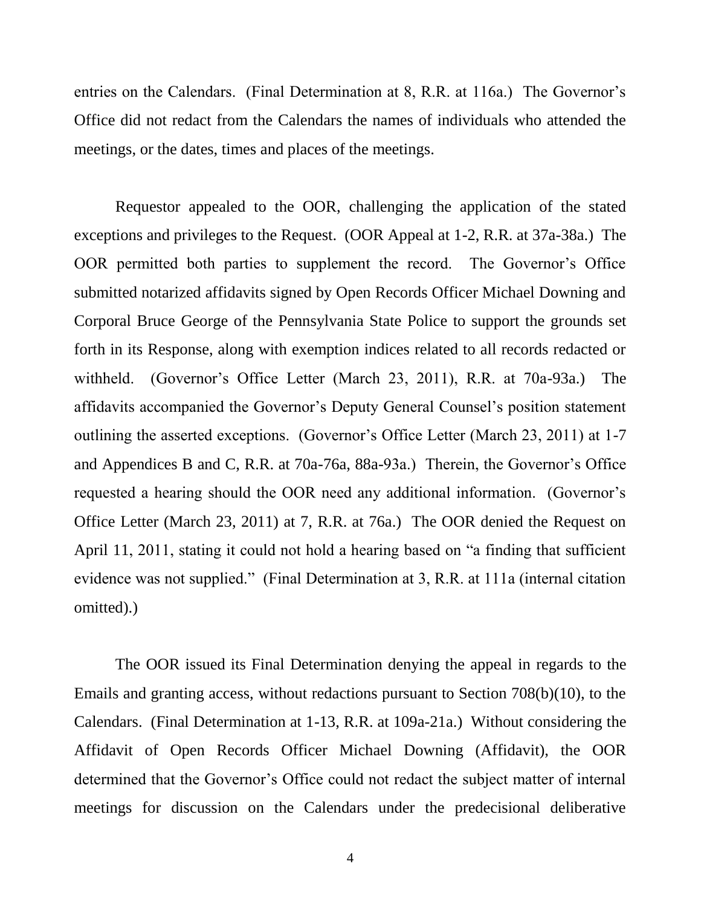entries on the Calendars. (Final Determination at 8, R.R. at 116a.) The Governor's Office did not redact from the Calendars the names of individuals who attended the meetings, or the dates, times and places of the meetings.

Requestor appealed to the OOR, challenging the application of the stated exceptions and privileges to the Request. (OOR Appeal at 1-2, R.R. at 37a-38a.) The OOR permitted both parties to supplement the record. The Governor's Office submitted notarized affidavits signed by Open Records Officer Michael Downing and Corporal Bruce George of the Pennsylvania State Police to support the grounds set forth in its Response, along with exemption indices related to all records redacted or withheld. (Governor's Office Letter (March 23, 2011), R.R. at 70a-93a.) The affidavits accompanied the Governor's Deputy General Counsel's position statement outlining the asserted exceptions. (Governor's Office Letter (March 23, 2011) at 1-7 and Appendices B and C, R.R. at 70a-76a, 88a-93a.) Therein, the Governor's Office requested a hearing should the OOR need any additional information. (Governor's Office Letter (March 23, 2011) at 7, R.R. at 76a.) The OOR denied the Request on April 11, 2011, stating it could not hold a hearing based on "a finding that sufficient evidence was not supplied." (Final Determination at 3, R.R. at 111a (internal citation omitted).)

The OOR issued its Final Determination denying the appeal in regards to the Emails and granting access, without redactions pursuant to Section 708(b)(10), to the Calendars. (Final Determination at 1-13, R.R. at 109a-21a.) Without considering the Affidavit of Open Records Officer Michael Downing (Affidavit), the OOR determined that the Governor's Office could not redact the subject matter of internal meetings for discussion on the Calendars under the predecisional deliberative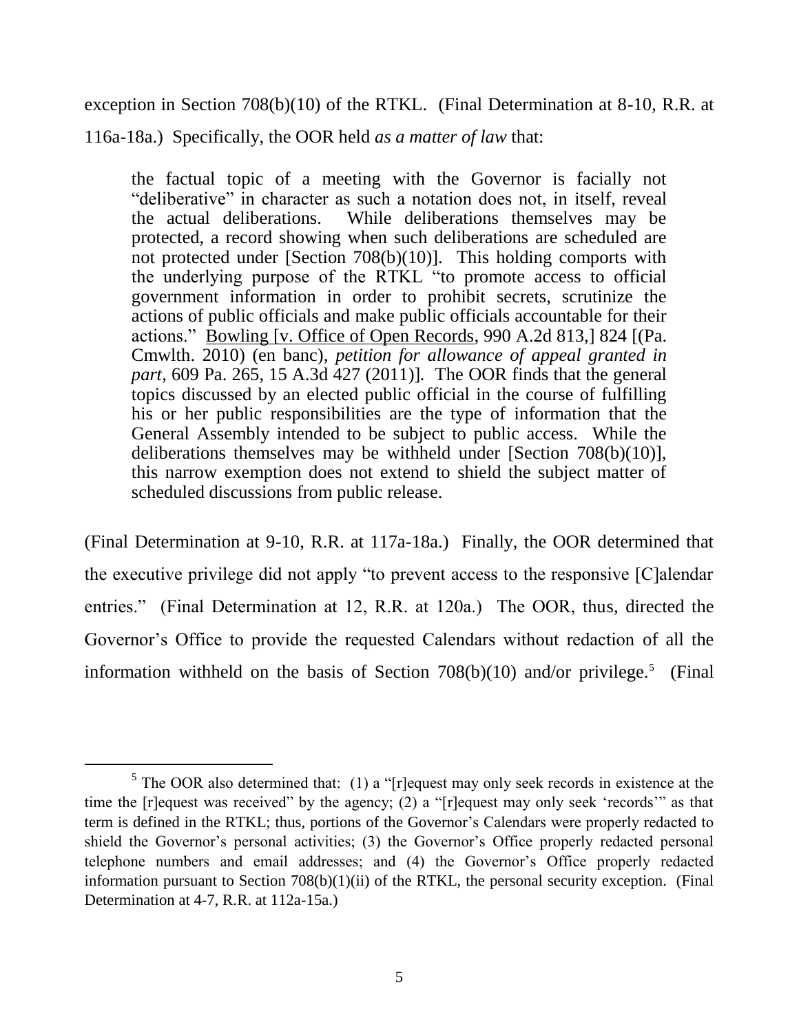exception in Section 708(b)(10) of the RTKL. (Final Determination at 8-10, R.R. at 116a-18a.) Specifically, the OOR held *as a matter of law* that:

> the factual topic of a meeting with the Governor is facially not "deliberative" in character as such a notation does not, in itself, reveal the actual deliberations. While deliberations themselves may be protected, a record showing when such deliberations are scheduled are not protected under [Section 708(b)(10)]. This holding comports with the underlying purpose of the RTKL "to promote access to official government information in order to prohibit secrets, scrutinize the actions of public officials and make public officials accountable for their actions." Bowling [v. Office of Open Records, 990 A.2d 813,] 824 [(Pa. Cmwlth. 2010) (en banc), *petition for allowance of appeal granted in part*, 609 Pa. 265, 15 A.3d 427 (2011)]. The OOR finds that the general topics discussed by an elected public official in the course of fulfilling his or her public responsibilities are the type of information that the General Assembly intended to be subject to public access. While the deliberations themselves may be withheld under [Section 708(b)(10)], this narrow exemption does not extend to shield the subject matter of scheduled discussions from public release.

(Final Determination at 9-10, R.R. at 117a-18a.) Finally, the OOR determined that the executive privilege did not apply "to prevent access to the responsive [C]alendar entries." (Final Determination at 12, R.R. at 120a.) The OOR, thus, directed the Governor's Office to provide the requested Calendars without redaction of all the information withheld on the basis of Section 708(b)(10) and/or privilege.[5] (Final

---

[5] The OOR also determined that: (1) a "[r]equest may only seek records in existence at the time the [r]equest was received" by the agency; (2) a "[r]equest may only seek 'records'" as that term is defined in the RTKL; thus, portions of the Governor's Calendars were properly redacted to shield the Governor's personal activities; (3) the Governor's Office properly redacted personal telephone numbers and email addresses; and (4) the Governor's Office properly redacted information pursuant to Section 708(b)(1)(ii) of the RTKL, the personal security exception. (Final Determination at 4-7, R.R. at 112a-15a.)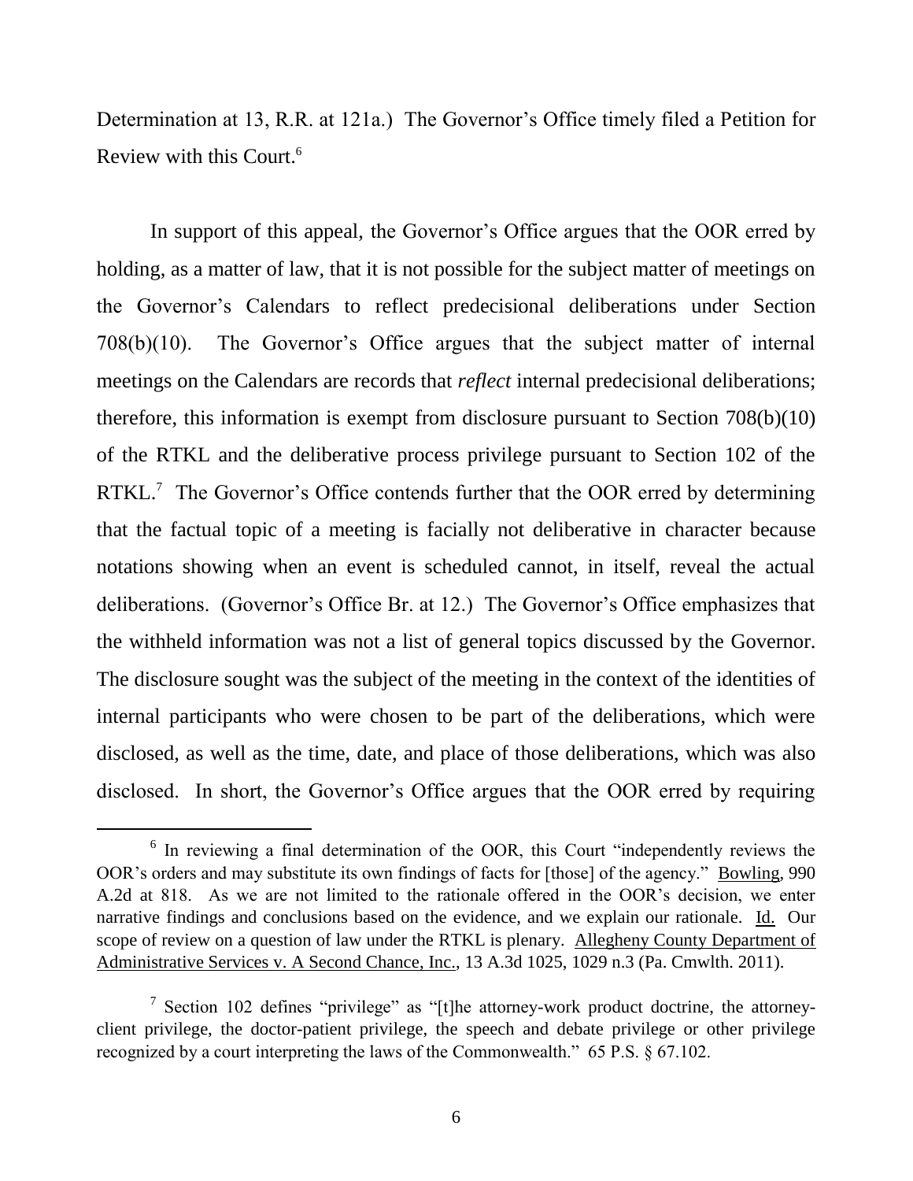Determination at 13, R.R. at 121a.) The Governor's Office timely filed a Petition for Review with this Court.[6]

In support of this appeal, the Governor's Office argues that the OOR erred by holding, as a matter of law, that it is not possible for the subject matter of meetings on the Governor's Calendars to reflect predecisional deliberations under Section 708(b)(10). The Governor's Office argues that the subject matter of internal meetings on the Calendars are records that *reflect* internal predecisional deliberations; therefore, this information is exempt from disclosure pursuant to Section 708(b)(10) of the RTKL and the deliberative process privilege pursuant to Section 102 of the RTKL.[7] The Governor's Office contends further that the OOR erred by determining that the factual topic of a meeting is facially not deliberative in character because notations showing when an event is scheduled cannot, in itself, reveal the actual deliberations. (Governor's Office Br. at 12.) The Governor's Office emphasizes that the withheld information was not a list of general topics discussed by the Governor. The disclosure sought was the subject of the meeting in the context of the identities of internal participants who were chosen to be part of the deliberations, which were disclosed, as well as the time, date, and place of those deliberations, which was also disclosed. In short, the Governor's Office argues that the OOR erred by requiring

---

[6] In reviewing a final determination of the OOR, this Court "independently reviews the OOR's orders and may substitute its own findings of facts for [those] of the agency." Bowling, 990 A.2d at 818. As we are not limited to the rationale offered in the OOR's decision, we enter narrative findings and conclusions based on the evidence, and we explain our rationale. Id. Our scope of review on a question of law under the RTKL is plenary. Allegheny County Department of Administrative Services v. A Second Chance, Inc., 13 A.3d 1025, 1029 n.3 (Pa. Cmwlth. 2011).

[7] Section 102 defines "privilege" as "[t]he attorney-work product doctrine, the attorney-client privilege, the doctor-patient privilege, the speech and debate privilege or other privilege recognized by a court interpreting the laws of the Commonwealth." 65 P.S. § 67.102.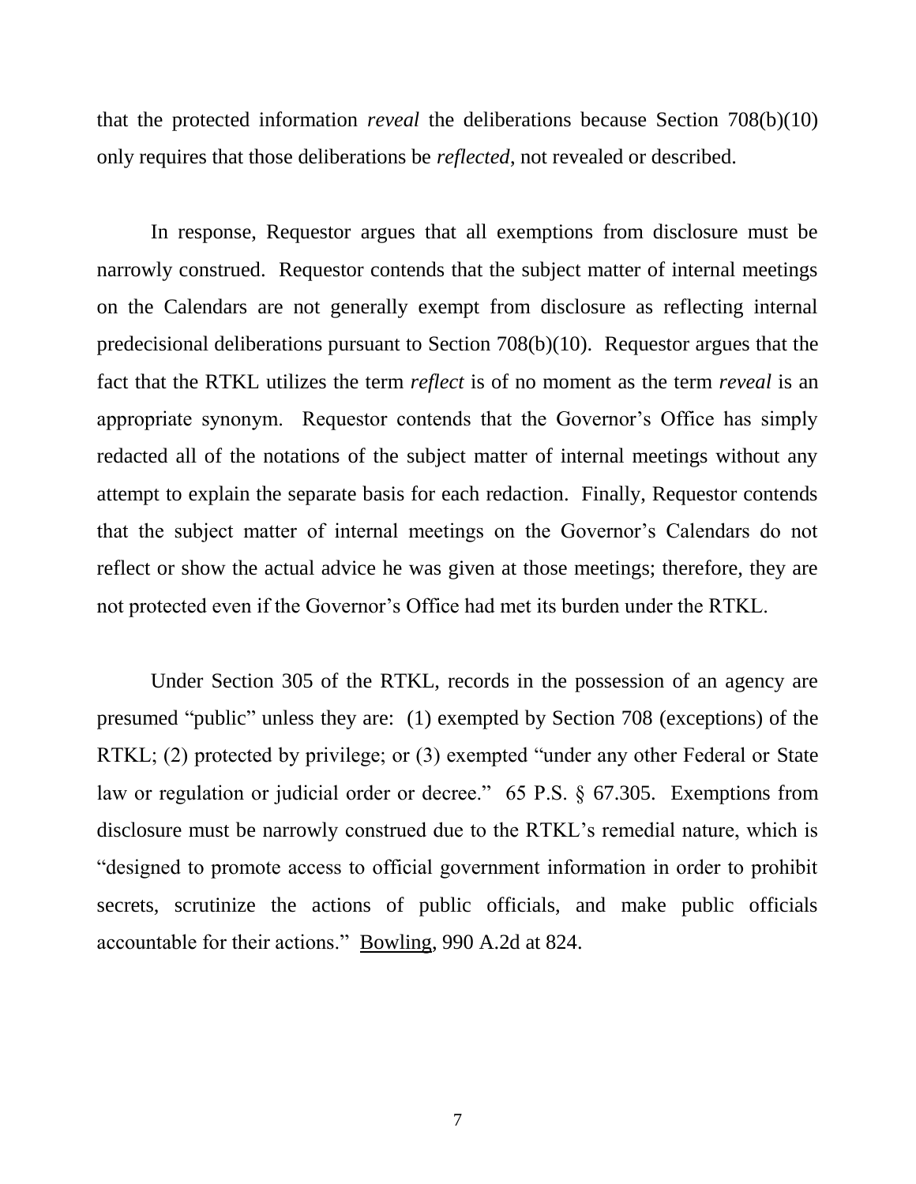that the protected information *reveal* the deliberations because Section 708(b)(10) only requires that those deliberations be *reflected*, not revealed or described.

In response, Requestor argues that all exemptions from disclosure must be narrowly construed. Requestor contends that the subject matter of internal meetings on the Calendars are not generally exempt from disclosure as reflecting internal predecisional deliberations pursuant to Section 708(b)(10). Requestor argues that the fact that the RTKL utilizes the term *reflect* is of no moment as the term *reveal* is an appropriate synonym. Requestor contends that the Governor's Office has simply redacted all of the notations of the subject matter of internal meetings without any attempt to explain the separate basis for each redaction. Finally, Requestor contends that the subject matter of internal meetings on the Governor's Calendars do not reflect or show the actual advice he was given at those meetings; therefore, they are not protected even if the Governor's Office had met its burden under the RTKL.

Under Section 305 of the RTKL, records in the possession of an agency are presumed "public" unless they are: (1) exempted by Section 708 (exceptions) of the RTKL; (2) protected by privilege; or (3) exempted "under any other Federal or State law or regulation or judicial order or decree." 65 P.S. § 67.305. Exemptions from disclosure must be narrowly construed due to the RTKL's remedial nature, which is "designed to promote access to official government information in order to prohibit secrets, scrutinize the actions of public officials, and make public officials accountable for their actions." Bowling, 990 A.2d at 824.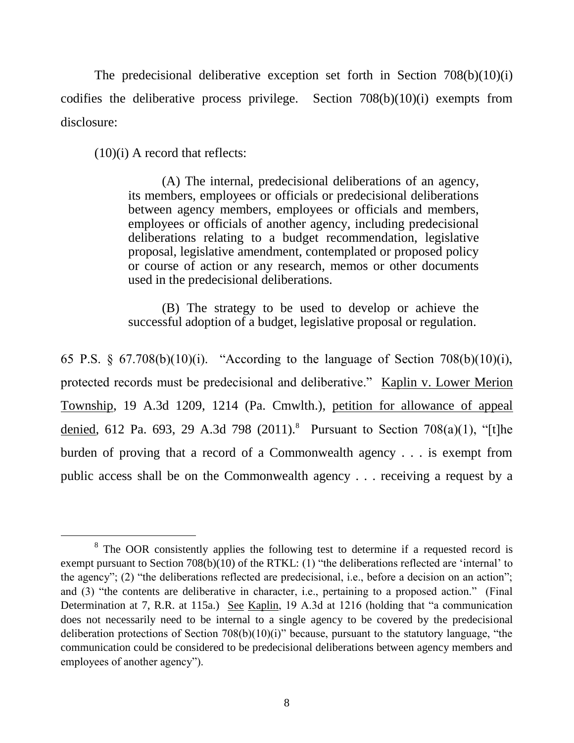The predecisional deliberative exception set forth in Section 708(b)(10)(i) codifies the deliberative process privilege. Section 708(b)(10)(i) exempts from disclosure:

(10)(i) A record that reflects:

> (A) The internal, predecisional deliberations of an agency, its members, employees or officials or predecisional deliberations between agency members, employees or officials and members, employees or officials of another agency, including predecisional deliberations relating to a budget recommendation, legislative proposal, legislative amendment, contemplated or proposed policy or course of action or any research, memos or other documents used in the predecisional deliberations.
>
> (B) The strategy to be used to develop or achieve the successful adoption of a budget, legislative proposal or regulation.

65 P.S. § 67.708(b)(10)(i). "According to the language of Section 708(b)(10)(i), protected records must be predecisional and deliberative." Kaplin v. Lower Merion Township, 19 A.3d 1209, 1214 (Pa. Cmwlth.), petition for allowance of appeal denied, 612 Pa. 693, 29 A.3d 798 (2011).[8] Pursuant to Section 708(a)(1), "[t]he burden of proving that a record of a Commonwealth agency . . . is exempt from public access shall be on the Commonwealth agency . . . receiving a request by a

[8] The OOR consistently applies the following test to determine if a requested record is exempt pursuant to Section 708(b)(10) of the RTKL: (1) "the deliberations reflected are 'internal' to the agency"; (2) "the deliberations reflected are predecisional, i.e., before a decision on an action"; and (3) "the contents are deliberative in character, i.e., pertaining to a proposed action." (Final Determination at 7, R.R. at 115a.) See Kaplin, 19 A.3d at 1216 (holding that "a communication does not necessarily need to be internal to a single agency to be covered by the predecisional deliberation protections of Section 708(b)(10)(i)" because, pursuant to the statutory language, "the communication could be considered to be predecisional deliberations between agency members and employees of another agency").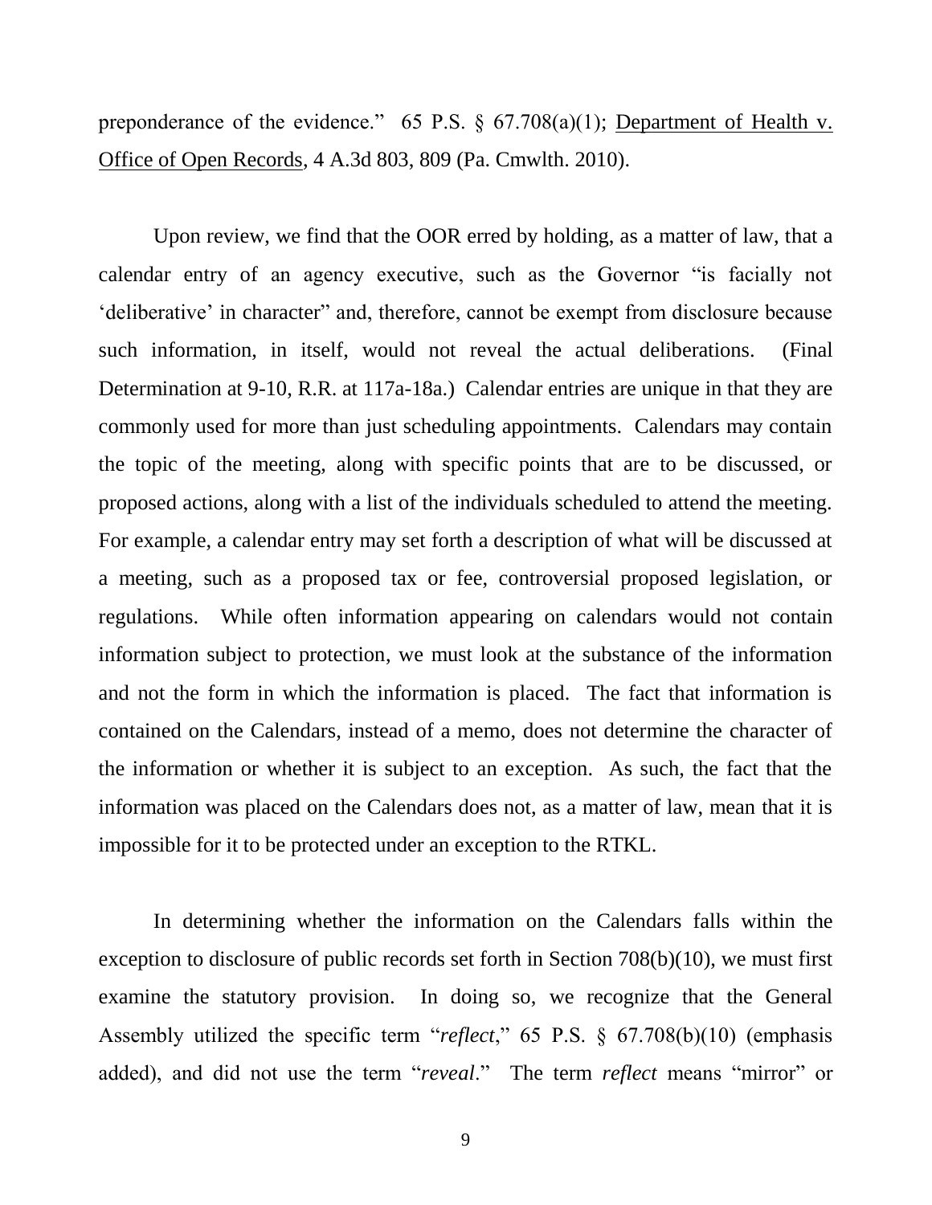preponderance of the evidence." 65 P.S. § 67.708(a)(1); Department of Health v. Office of Open Records, 4 A.3d 803, 809 (Pa. Cmwlth. 2010).

Upon review, we find that the OOR erred by holding, as a matter of law, that a calendar entry of an agency executive, such as the Governor "is facially not 'deliberative' in character" and, therefore, cannot be exempt from disclosure because such information, in itself, would not reveal the actual deliberations. (Final Determination at 9-10, R.R. at 117a-18a.) Calendar entries are unique in that they are commonly used for more than just scheduling appointments. Calendars may contain the topic of the meeting, along with specific points that are to be discussed, or proposed actions, along with a list of the individuals scheduled to attend the meeting. For example, a calendar entry may set forth a description of what will be discussed at a meeting, such as a proposed tax or fee, controversial proposed legislation, or regulations. While often information appearing on calendars would not contain information subject to protection, we must look at the substance of the information and not the form in which the information is placed. The fact that information is contained on the Calendars, instead of a memo, does not determine the character of the information or whether it is subject to an exception. As such, the fact that the information was placed on the Calendars does not, as a matter of law, mean that it is impossible for it to be protected under an exception to the RTKL.

In determining whether the information on the Calendars falls within the exception to disclosure of public records set forth in Section 708(b)(10), we must first examine the statutory provision. In doing so, we recognize that the General Assembly utilized the specific term "*reflect*," 65 P.S. § 67.708(b)(10) (emphasis added), and did not use the term "*reveal*." The term *reflect* means "mirror" or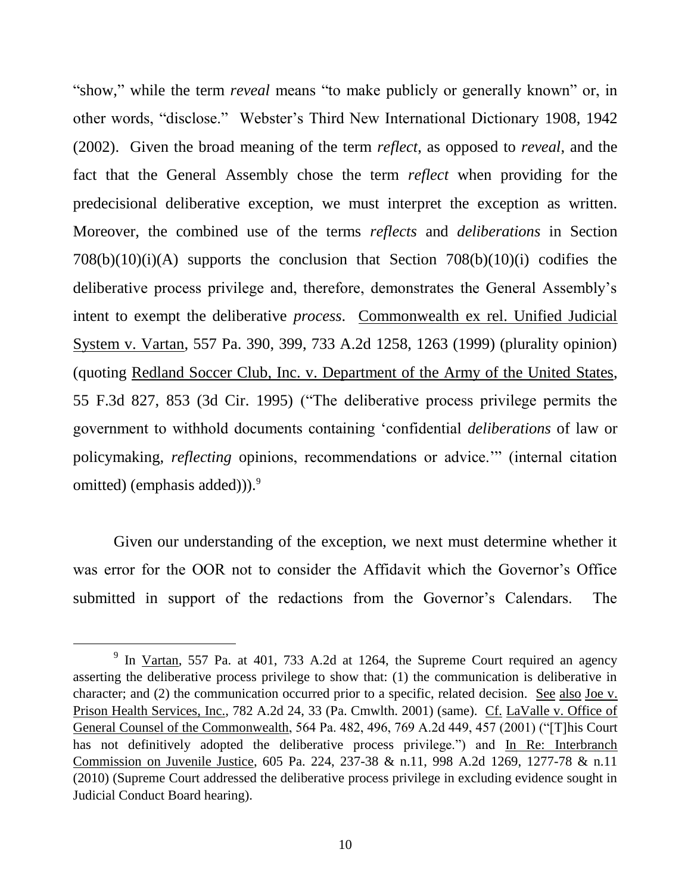"show," while the term *reveal* means "to make publicly or generally known" or, in other words, "disclose." Webster's Third New International Dictionary 1908, 1942 (2002). Given the broad meaning of the term *reflect*, as opposed to *reveal*, and the fact that the General Assembly chose the term *reflect* when providing for the predecisional deliberative exception, we must interpret the exception as written. Moreover, the combined use of the terms *reflects* and *deliberations* in Section 708(b)(10)(i)(A) supports the conclusion that Section 708(b)(10)(i) codifies the deliberative process privilege and, therefore, demonstrates the General Assembly's intent to exempt the deliberative *process*. Commonwealth ex rel. Unified Judicial System v. Vartan, 557 Pa. 390, 399, 733 A.2d 1258, 1263 (1999) (plurality opinion) (quoting Redland Soccer Club, Inc. v. Department of the Army of the United States, 55 F.3d 827, 853 (3d Cir. 1995) ("The deliberative process privilege permits the government to withhold documents containing 'confidential *deliberations* of law or policymaking, *reflecting* opinions, recommendations or advice.'" (internal citation omitted) (emphasis added))).[9]

Given our understanding of the exception, we next must determine whether it was error for the OOR not to consider the Affidavit which the Governor's Office submitted in support of the redactions from the Governor's Calendars. The

---

[9] In Vartan, 557 Pa. at 401, 733 A.2d at 1264, the Supreme Court required an agency asserting the deliberative process privilege to show that: (1) the communication is deliberative in character; and (2) the communication occurred prior to a specific, related decision. See also Joe v. Prison Health Services, Inc., 782 A.2d 24, 33 (Pa. Cmwlth. 2001) (same). Cf. LaValle v. Office of General Counsel of the Commonwealth, 564 Pa. 482, 496, 769 A.2d 449, 457 (2001) ("[T]his Court has not definitively adopted the deliberative process privilege.") and In Re: Interbranch Commission on Juvenile Justice, 605 Pa. 224, 237-38 & n.11, 998 A.2d 1269, 1277-78 & n.11 (2010) (Supreme Court addressed the deliberative process privilege in excluding evidence sought in Judicial Conduct Board hearing).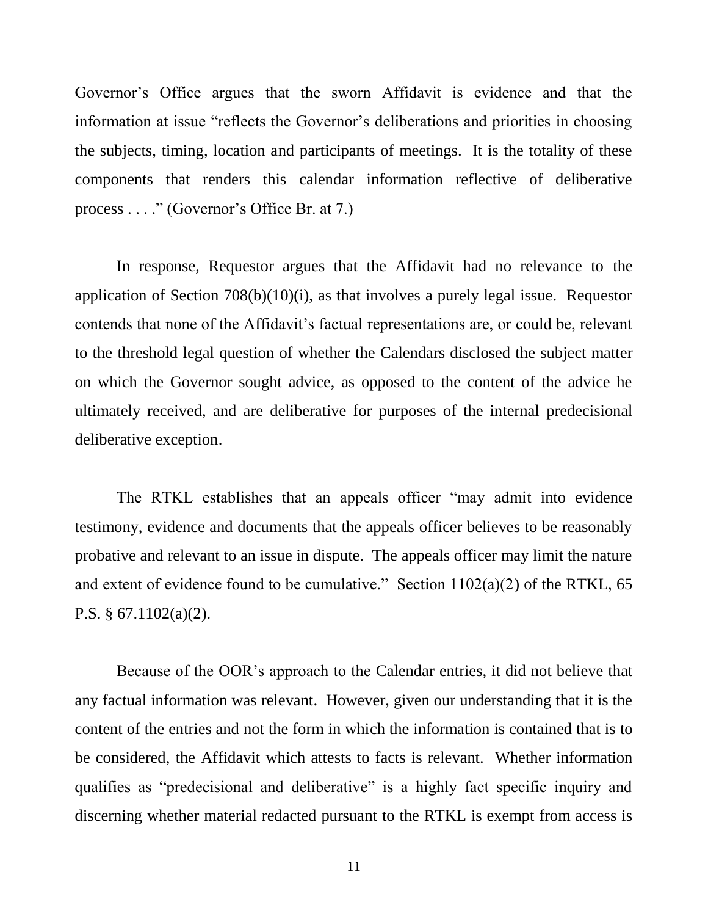Governor's Office argues that the sworn Affidavit is evidence and that the information at issue "reflects the Governor's deliberations and priorities in choosing the subjects, timing, location and participants of meetings. It is the totality of these components that renders this calendar information reflective of deliberative process . . . ." (Governor's Office Br. at 7.)

In response, Requestor argues that the Affidavit had no relevance to the application of Section 708(b)(10)(i), as that involves a purely legal issue. Requestor contends that none of the Affidavit's factual representations are, or could be, relevant to the threshold legal question of whether the Calendars disclosed the subject matter on which the Governor sought advice, as opposed to the content of the advice he ultimately received, and are deliberative for purposes of the internal predecisional deliberative exception.

The RTKL establishes that an appeals officer "may admit into evidence testimony, evidence and documents that the appeals officer believes to be reasonably probative and relevant to an issue in dispute. The appeals officer may limit the nature and extent of evidence found to be cumulative." Section 1102(a)(2) of the RTKL, 65 P.S. § 67.1102(a)(2).

Because of the OOR's approach to the Calendar entries, it did not believe that any factual information was relevant. However, given our understanding that it is the content of the entries and not the form in which the information is contained that is to be considered, the Affidavit which attests to facts is relevant. Whether information qualifies as "predecisional and deliberative" is a highly fact specific inquiry and discerning whether material redacted pursuant to the RTKL is exempt from access is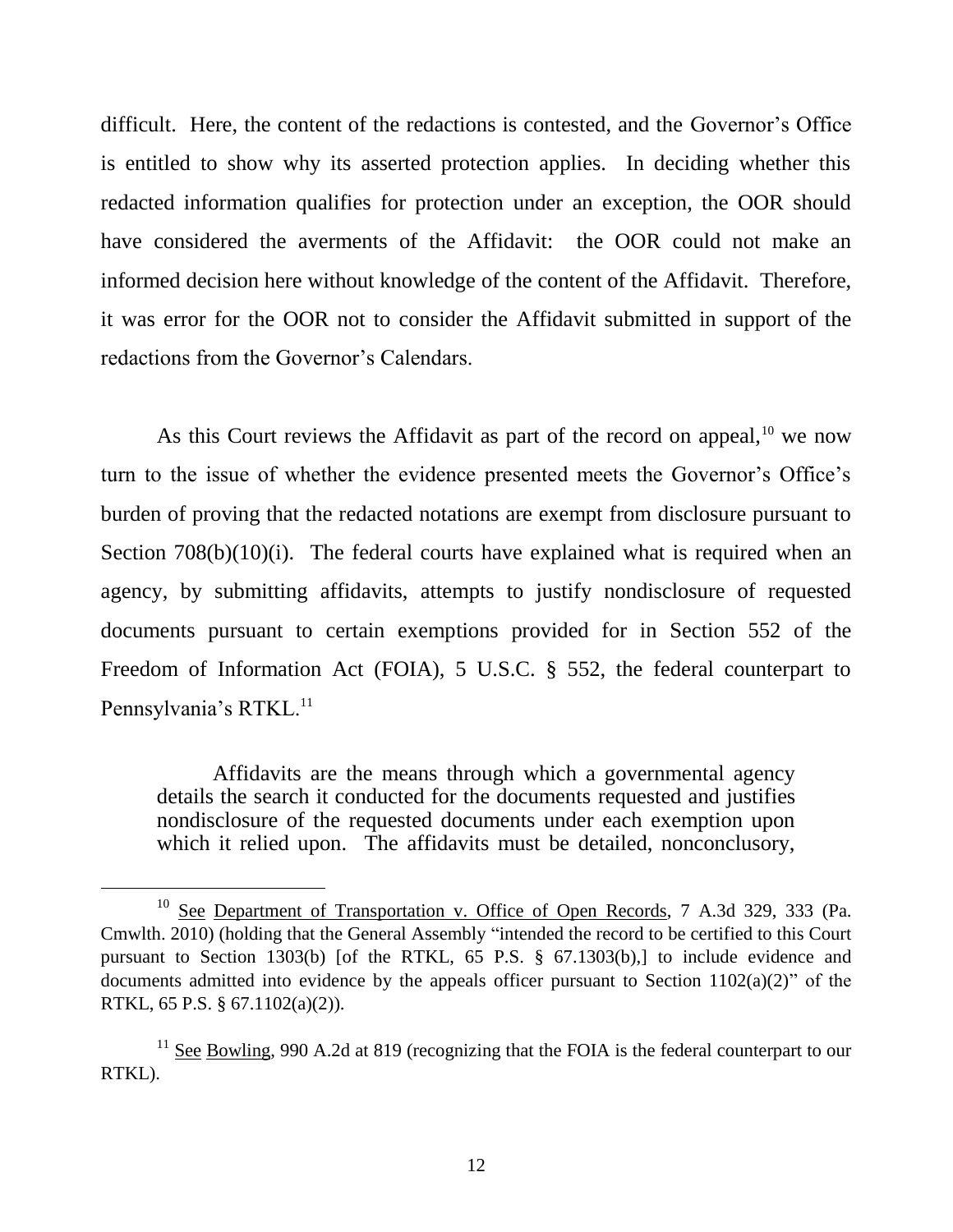difficult. Here, the content of the redactions is contested, and the Governor's Office is entitled to show why its asserted protection applies. In deciding whether this redacted information qualifies for protection under an exception, the OOR should have considered the averments of the Affidavit: the OOR could not make an informed decision here without knowledge of the content of the Affidavit. Therefore, it was error for the OOR not to consider the Affidavit submitted in support of the redactions from the Governor's Calendars.

As this Court reviews the Affidavit as part of the record on appeal,[10] we now turn to the issue of whether the evidence presented meets the Governor's Office's burden of proving that the redacted notations are exempt from disclosure pursuant to Section 708(b)(10)(i). The federal courts have explained what is required when an agency, by submitting affidavits, attempts to justify nondisclosure of requested documents pursuant to certain exemptions provided for in Section 552 of the Freedom of Information Act (FOIA), 5 U.S.C. § 552, the federal counterpart to Pennsylvania's RTKL.[11]

> Affidavits are the means through which a governmental agency details the search it conducted for the documents requested and justifies nondisclosure of the requested documents under each exemption upon which it relied upon. The affidavits must be detailed, nonconclusory,

---

[10] See Department of Transportation v. Office of Open Records, 7 A.3d 329, 333 (Pa. Cmwlth. 2010) (holding that the General Assembly "intended the record to be certified to this Court pursuant to Section 1303(b) [of the RTKL, 65 P.S. § 67.1303(b),] to include evidence and documents admitted into evidence by the appeals officer pursuant to Section 1102(a)(2)" of the RTKL, 65 P.S. § 67.1102(a)(2)).

[11] See Bowling, 990 A.2d at 819 (recognizing that the FOIA is the federal counterpart to our RTKL).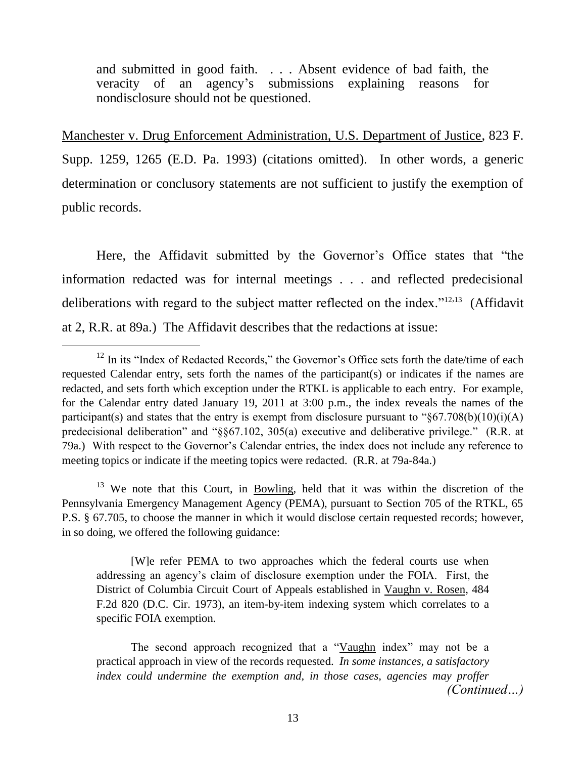> and submitted in good faith. . . . Absent evidence of bad faith, the veracity of an agency's submissions explaining reasons for nondisclosure should not be questioned.

Manchester v. Drug Enforcement Administration, U.S. Department of Justice, 823 F. Supp. 1259, 1265 (E.D. Pa. 1993) (citations omitted). In other words, a generic determination or conclusory statements are not sufficient to justify the exemption of public records.

Here, the Affidavit submitted by the Governor's Office states that "the information redacted was for internal meetings . . . and reflected predecisional deliberations with regard to the subject matter reflected on the index."[12,13] (Affidavit at 2, R.R. at 89a.) The Affidavit describes that the redactions at issue:

---

[12] In its "Index of Redacted Records," the Governor's Office sets forth the date/time of each requested Calendar entry, sets forth the names of the participant(s) or indicates if the names are redacted, and sets forth which exception under the RTKL is applicable to each entry. For example, for the Calendar entry dated January 19, 2011 at 3:00 p.m., the index reveals the names of the participant(s) and states that the entry is exempt from disclosure pursuant to "§67.708(b)(10)(i)(A) predecisional deliberation" and "§§67.102, 305(a) executive and deliberative privilege." (R.R. at 79a.) With respect to the Governor's Calendar entries, the index does not include any reference to meeting topics or indicate if the meeting topics were redacted. (R.R. at 79a-84a.)

[13] We note that this Court, in Bowling, held that it was within the discretion of the Pennsylvania Emergency Management Agency (PEMA), pursuant to Section 705 of the RTKL, 65 P.S. § 67.705, to choose the manner in which it would disclose certain requested records; however, in so doing, we offered the following guidance:

> [W]e refer PEMA to two approaches which the federal courts use when addressing an agency's claim of disclosure exemption under the FOIA. First, the District of Columbia Circuit Court of Appeals established in Vaughn v. Rosen, 484 F.2d 820 (D.C. Cir. 1973), an item-by-item indexing system which correlates to a specific FOIA exemption.
>
> The second approach recognized that a "Vaughn index" may not be a practical approach in view of the records requested. *In some instances, a satisfactory index could undermine the exemption and, in those cases, agencies may proffer*

*(Continued…)*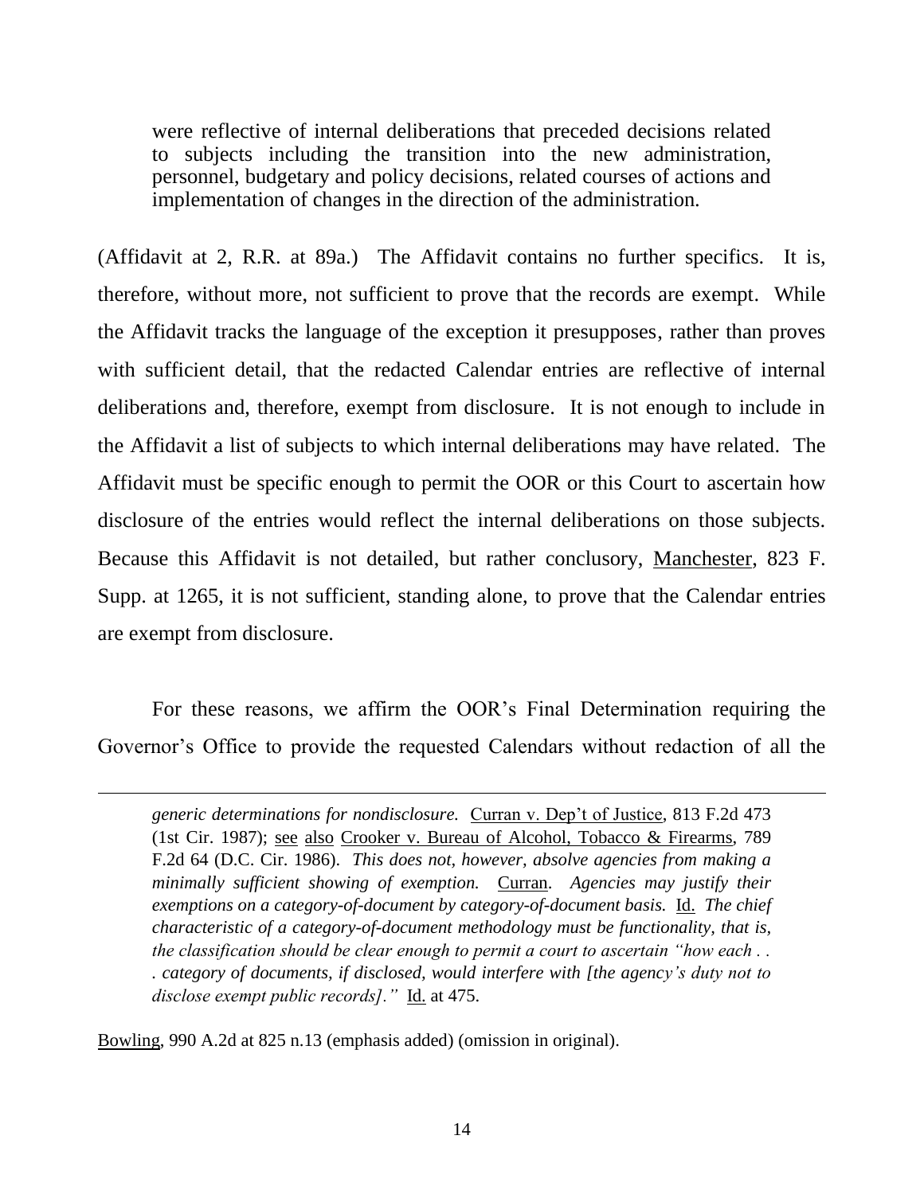> were reflective of internal deliberations that preceded decisions related to subjects including the transition into the new administration, personnel, budgetary and policy decisions, related courses of actions and implementation of changes in the direction of the administration.

(Affidavit at 2, R.R. at 89a.) The Affidavit contains no further specifics. It is, therefore, without more, not sufficient to prove that the records are exempt. While the Affidavit tracks the language of the exception it presupposes, rather than proves with sufficient detail, that the redacted Calendar entries are reflective of internal deliberations and, therefore, exempt from disclosure. It is not enough to include in the Affidavit a list of subjects to which internal deliberations may have related. The Affidavit must be specific enough to permit the OOR or this Court to ascertain how disclosure of the entries would reflect the internal deliberations on those subjects. Because this Affidavit is not detailed, but rather conclusory, Manchester, 823 F. Supp. at 1265, it is not sufficient, standing alone, to prove that the Calendar entries are exempt from disclosure.

For these reasons, we affirm the OOR's Final Determination requiring the Governor's Office to provide the requested Calendars without redaction of all the

---

> *generic determinations for nondisclosure.* Curran v. Dep't of Justice, 813 F.2d 473 (1st Cir. 1987); see also Crooker v. Bureau of Alcohol, Tobacco & Firearms, 789 F.2d 64 (D.C. Cir. 1986). *This does not, however, absolve agencies from making a minimally sufficient showing of exemption.* Curran. *Agencies may justify their exemptions on a category-of-document by category-of-document basis.* Id. *The chief characteristic of a category-of-document methodology must be functionality, that is, the classification should be clear enough to permit a court to ascertain "how each . . . category of documents, if disclosed, would interfere with [the agency's duty not to disclose exempt public records]."* Id. at 475.

Bowling, 990 A.2d at 825 n.13 (emphasis added) (omission in original).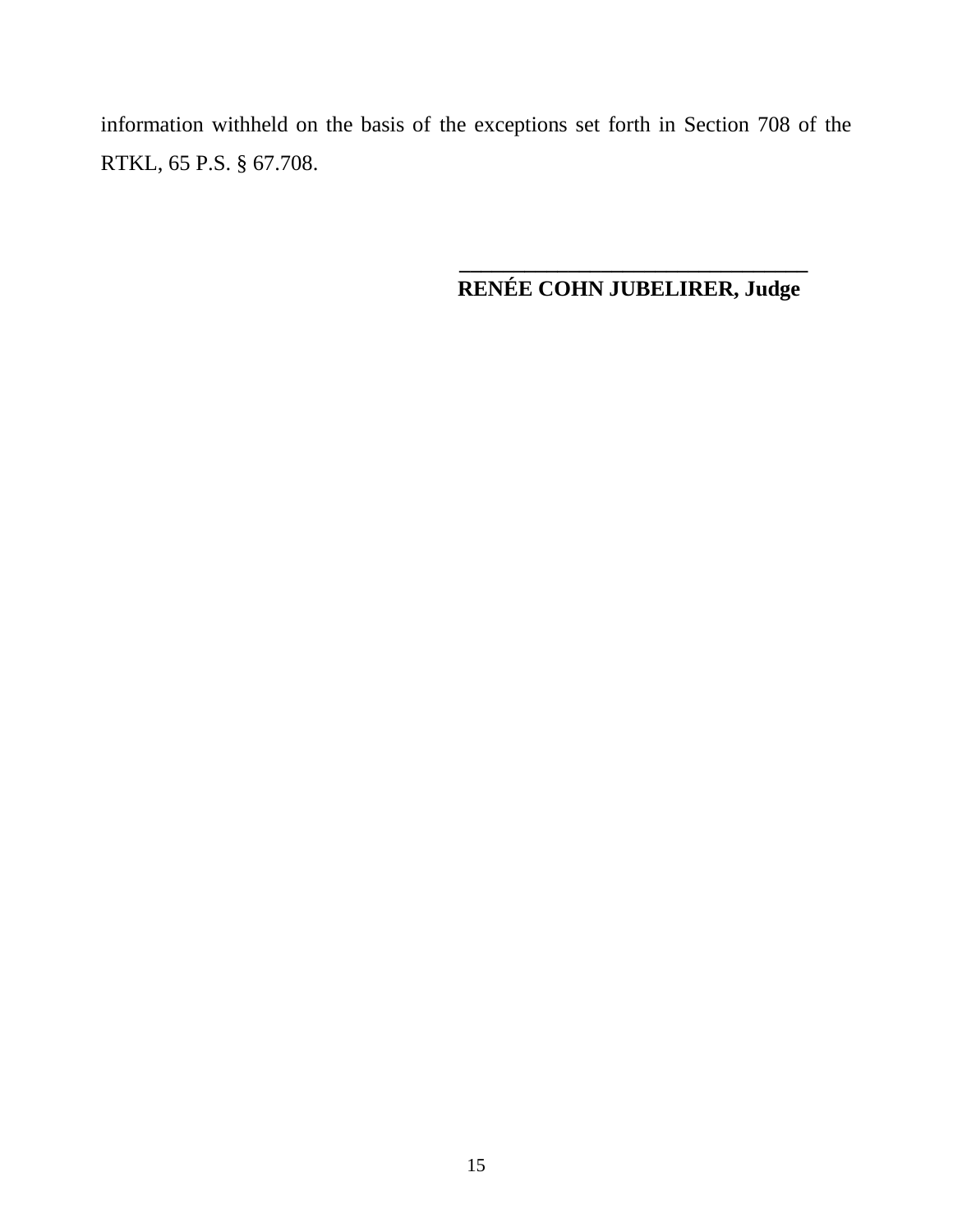information withheld on the basis of the exceptions set forth in Section 708 of the RTKL, 65 P.S. § 67.708.

\_\_\_\_\_\_\_\_\_\_\_\_\_\_\_\_\_\_\_\_\_\_\_\_\_\_\_\_\_\_\_\_\_\_

**RENÉE COHN JUBELIRER, Judge**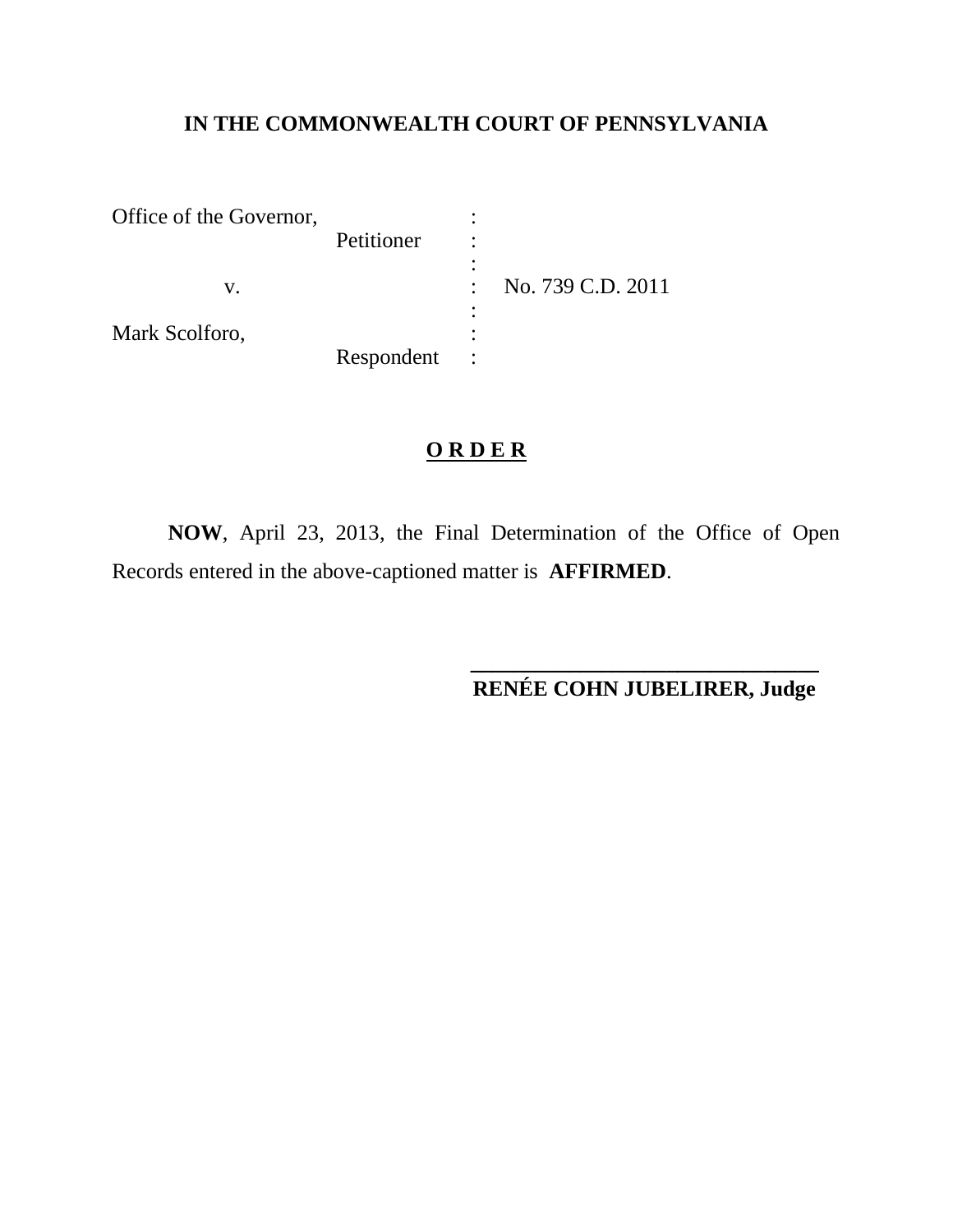**IN THE COMMONWEALTH COURT OF PENNSYLVANIA**

| | | |
|---|---|---|
| Office of the Governor, Petitioner | : | |
| v. | : | No. 739 C.D. 2011 |
| Mark Scolforo, Respondent | : | |

**O R D E R**

**NOW**, April 23, 2013, the Final Determination of the Office of Open Records entered in the above-captioned matter is **AFFIRMED**.

\_\_\_\_\_\_\_\_\_\_\_\_\_\_\_\_\_\_\_\_\_\_\_\_\_\_\_\_\_\_\_\_\_\_\_\_\_\_

**RENÉE COHN JUBELIRER, Judge**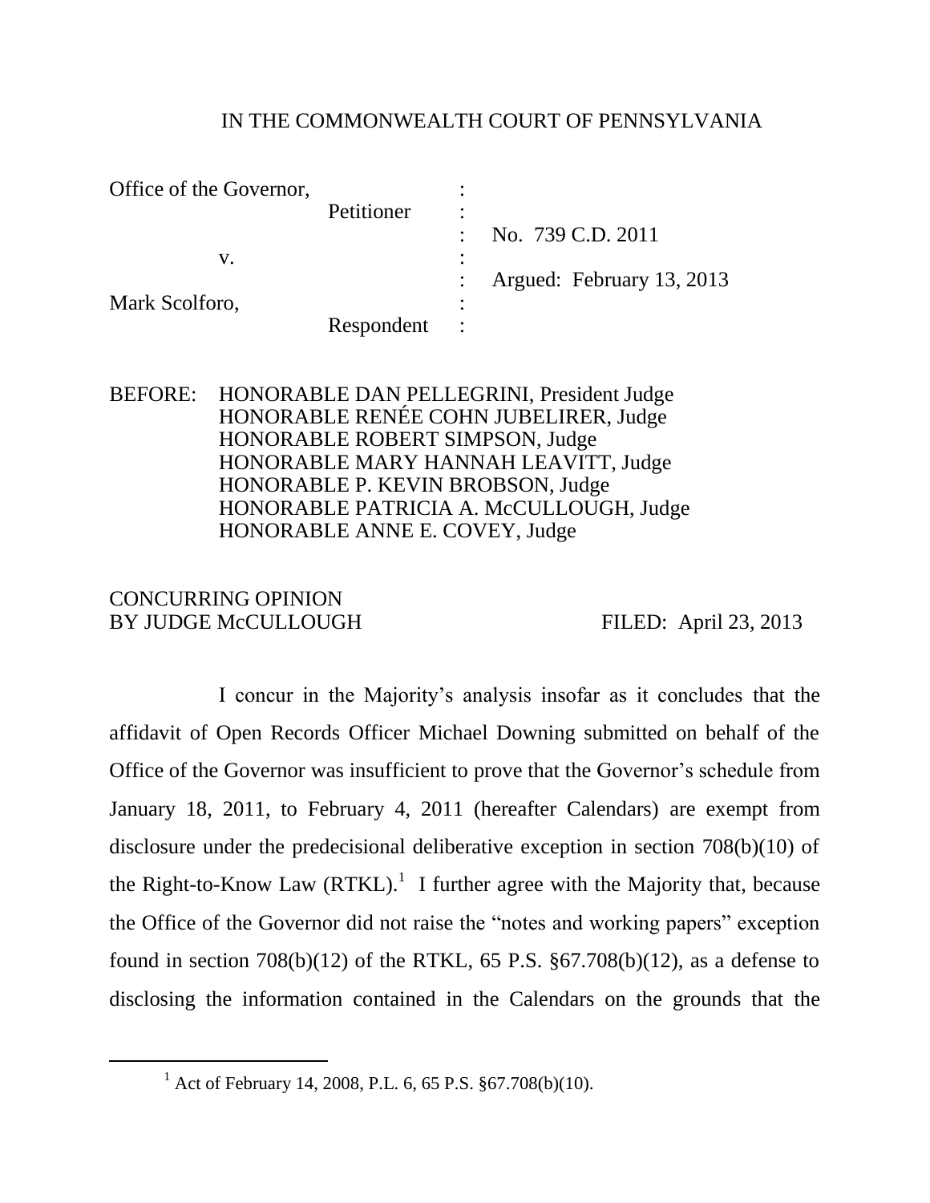IN THE COMMONWEALTH COURT OF PENNSYLVANIA

| | | |
|---|---|---|
| Office of the Governor, | : | |
| Petitioner | : | |
| | : | No. 739 C.D. 2011 |
| v. | : | |
| | : | Argued: February 13, 2013 |
| Mark Scolforo, | : | |
| Respondent | : | |

BEFORE: HONORABLE DAN PELLEGRINI, President Judge
HONORABLE RENÉE COHN JUBELIRER, Judge
HONORABLE ROBERT SIMPSON, Judge
HONORABLE MARY HANNAH LEAVITT, Judge
HONORABLE P. KEVIN BROBSON, Judge
HONORABLE PATRICIA A. McCULLOUGH, Judge
HONORABLE ANNE E. COVEY, Judge

CONCURRING OPINION
BY JUDGE McCULLOUGH FILED: April 23, 2013

I concur in the Majority's analysis insofar as it concludes that the affidavit of Open Records Officer Michael Downing submitted on behalf of the Office of the Governor was insufficient to prove that the Governor's schedule from January 18, 2011, to February 4, 2011 (hereafter Calendars) are exempt from disclosure under the predecisional deliberative exception in section 708(b)(10) of the Right-to-Know Law (RTKL).[1] I further agree with the Majority that, because the Office of the Governor did not raise the "notes and working papers" exception found in section 708(b)(12) of the RTKL, 65 P.S. §67.708(b)(12), as a defense to disclosing the information contained in the Calendars on the grounds that the

---

[1] Act of February 14, 2008, P.L. 6, 65 P.S. §67.708(b)(10).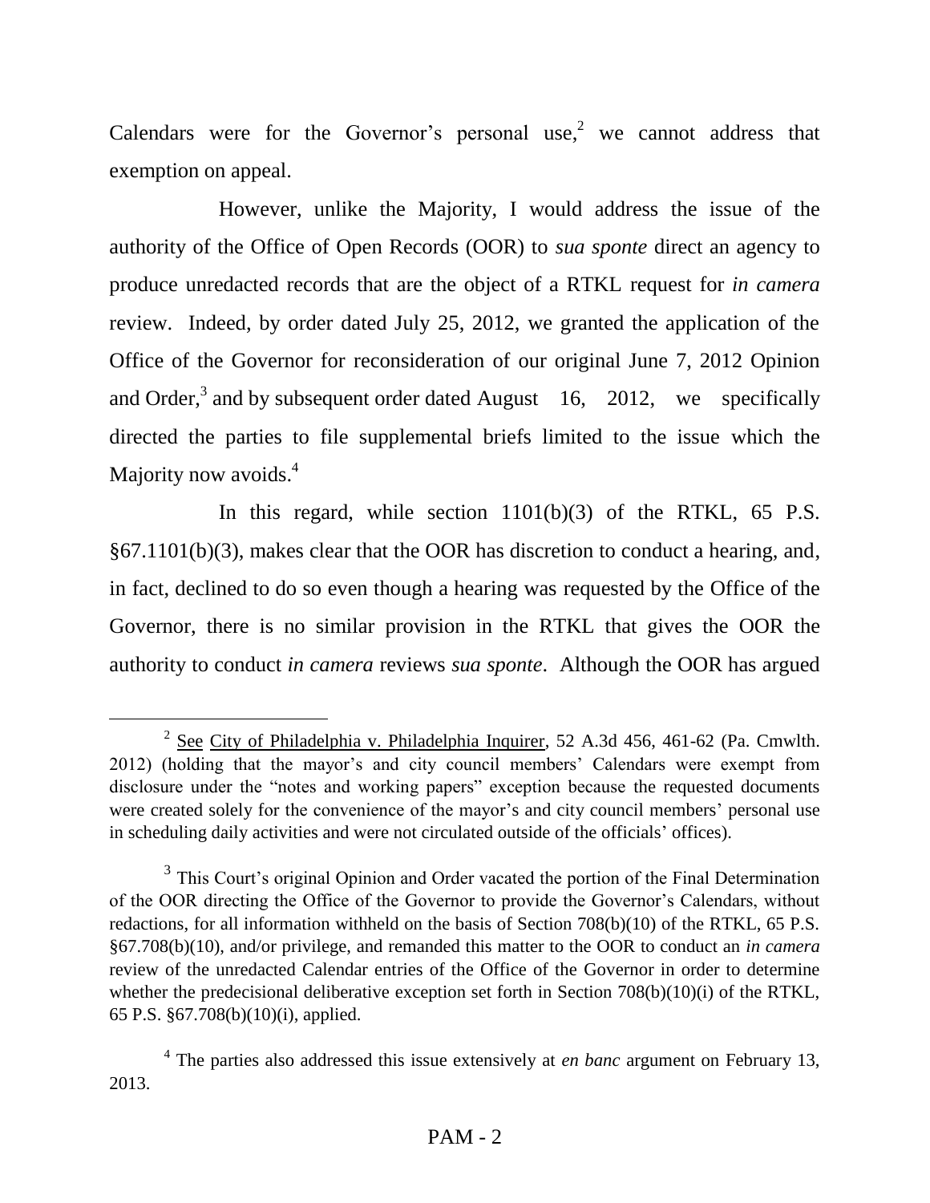Calendars were for the Governor's personal use,[2] we cannot address that exemption on appeal.

However, unlike the Majority, I would address the issue of the authority of the Office of Open Records (OOR) to *sua sponte* direct an agency to produce unredacted records that are the object of a RTKL request for *in camera* review. Indeed, by order dated July 25, 2012, we granted the application of the Office of the Governor for reconsideration of our original June 7, 2012 Opinion and Order,[3] and by subsequent order dated August 16, 2012, we specifically directed the parties to file supplemental briefs limited to the issue which the Majority now avoids.[4]

In this regard, while section 1101(b)(3) of the RTKL, 65 P.S. §67.1101(b)(3), makes clear that the OOR has discretion to conduct a hearing, and, in fact, declined to do so even though a hearing was requested by the Office of the Governor, there is no similar provision in the RTKL that gives the OOR the authority to conduct *in camera* reviews *sua sponte*. Although the OOR has argued

---

[2] See City of Philadelphia v. Philadelphia Inquirer, 52 A.3d 456, 461-62 (Pa. Cmwlth. 2012) (holding that the mayor's and city council members' Calendars were exempt from disclosure under the "notes and working papers" exception because the requested documents were created solely for the convenience of the mayor's and city council members' personal use in scheduling daily activities and were not circulated outside of the officials' offices).

[3] This Court's original Opinion and Order vacated the portion of the Final Determination of the OOR directing the Office of the Governor to provide the Governor's Calendars, without redactions, for all information withheld on the basis of Section 708(b)(10) of the RTKL, 65 P.S. §67.708(b)(10), and/or privilege, and remanded this matter to the OOR to conduct an *in camera* review of the unredacted Calendar entries of the Office of the Governor in order to determine whether the predecisional deliberative exception set forth in Section 708(b)(10)(i) of the RTKL, 65 P.S. §67.708(b)(10)(i), applied.

[4] The parties also addressed this issue extensively at *en banc* argument on February 13, 2013.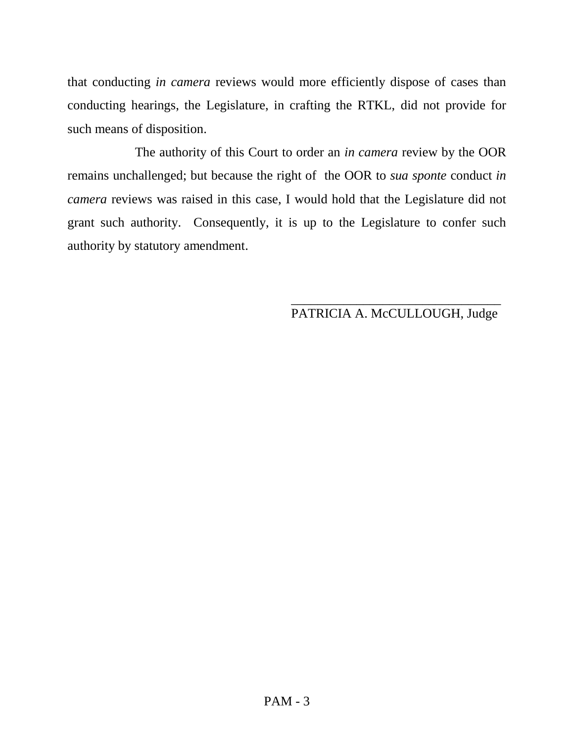that conducting *in camera* reviews would more efficiently dispose of cases than conducting hearings, the Legislature, in crafting the RTKL, did not provide for such means of disposition.

The authority of this Court to order an *in camera* review by the OOR remains unchallenged; but because the right of the OOR to *sua sponte* conduct *in camera* reviews was raised in this case, I would hold that the Legislature did not grant such authority. Consequently, it is up to the Legislature to confer such authority by statutory amendment.

\_\_\_\_\_\_\_\_\_\_\_\_\_\_\_\_\_\_\_\_\_\_\_\_\_\_\_\_\_\_\_\_

PATRICIA A. McCULLOUGH, Judge